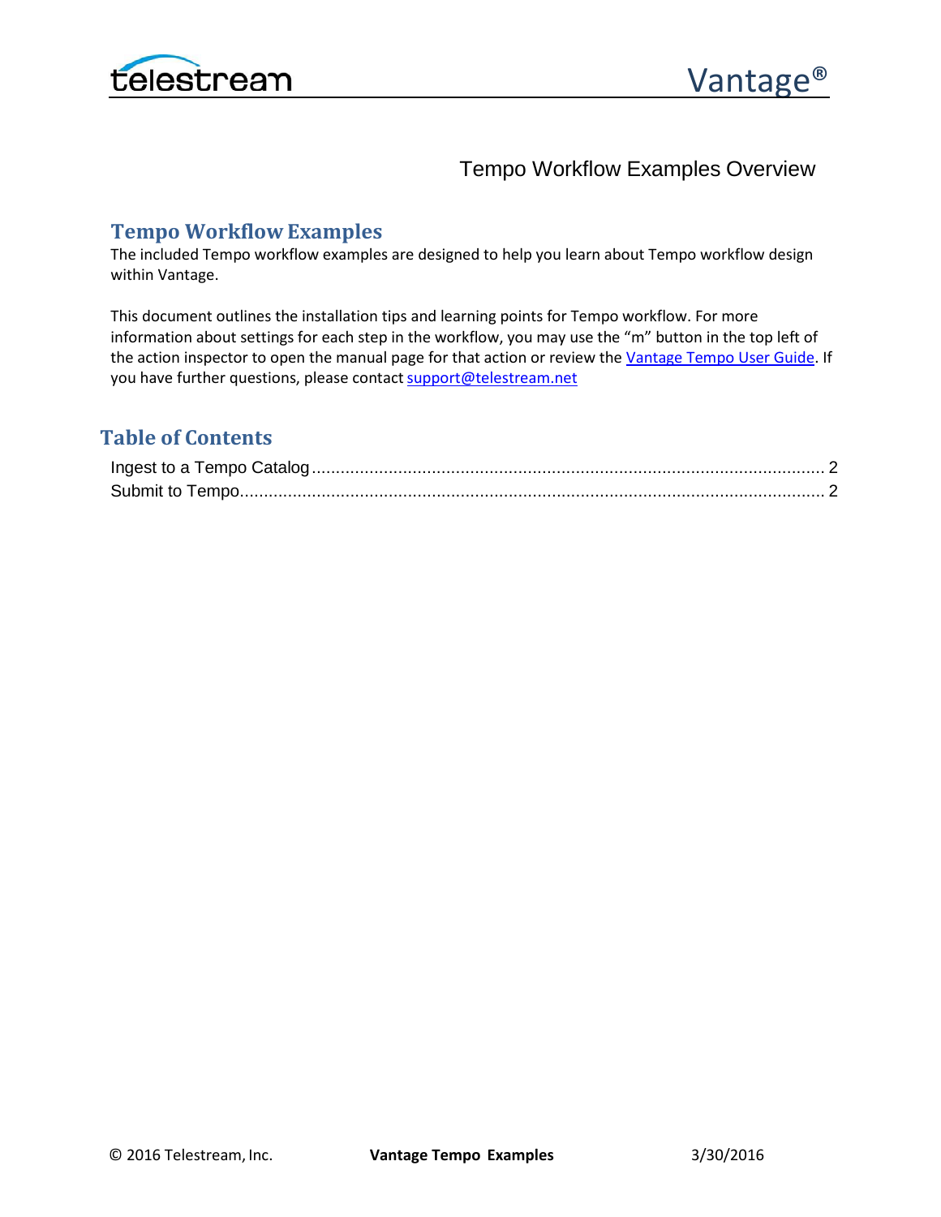# Tempo Workflow Examples Overview

## Tempo Workflow Examples

The included Tempo workflow examples are designed to help you learn about Tempo workflow design within Vantage.

This document outlines the installation tips and learning points for Tempo workflow. For more information about settings for each step in the workflow, you may use the "m" button in the top left of the action inspector to open the manual page for that action or review the [Vantage Tempo User Guide](). If you have further questions, please contact [support@telestream.net](mailto:support@telestream.net)

## Table of Contents

Ingest to a Tempo Catalog ........................................................................................................ 2
Submit to Tempo....................................................................................................................... 2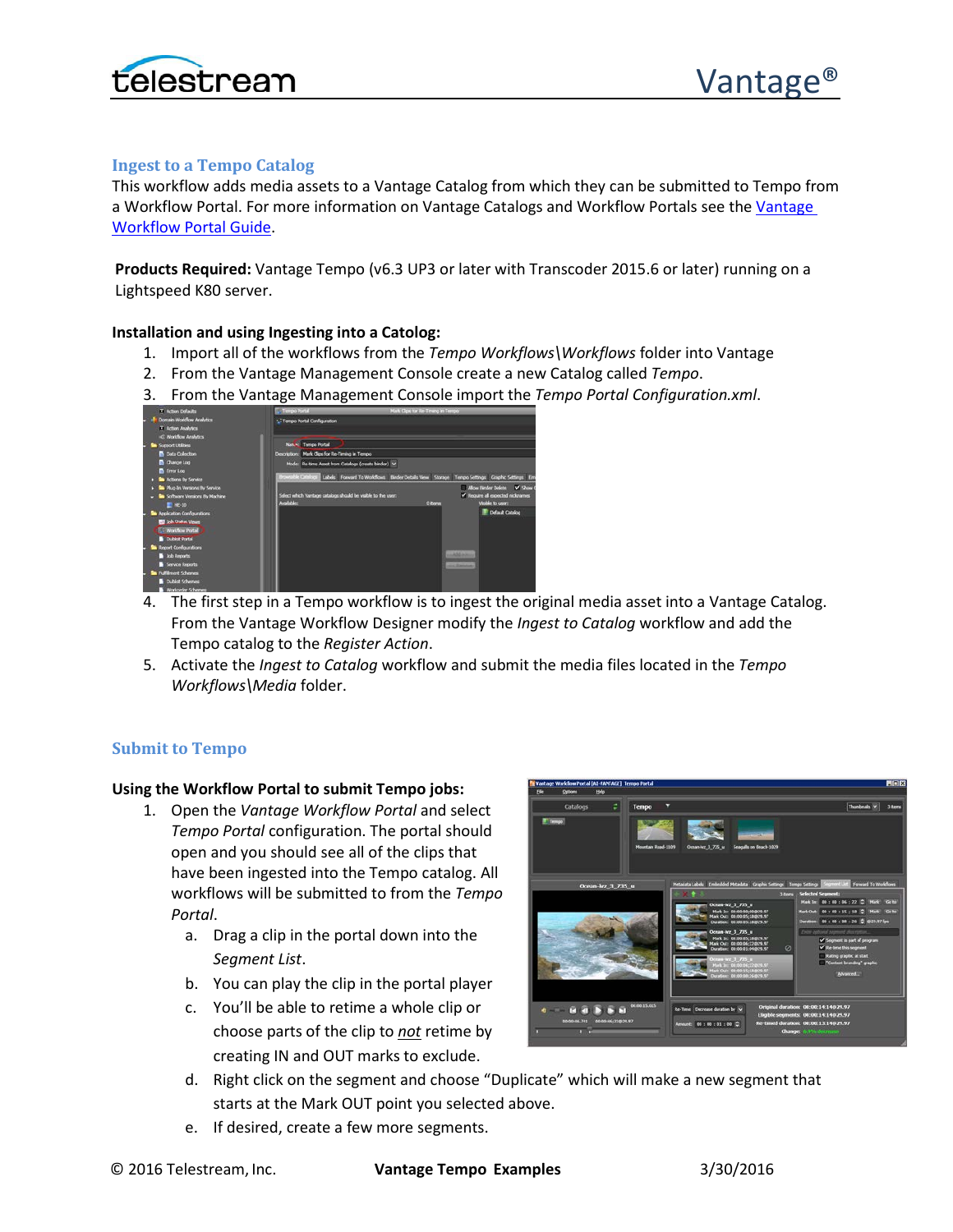## Ingest to a Tempo Catalog

This workflow adds media assets to a Vantage Catalog from which they can be submitted to Tempo from a Workflow Portal. For more information on Vantage Catalogs and Workflow Portals see the Vantage Workflow Portal Guide.

**Products Required:** Vantage Tempo (v6.3 UP3 or later with Transcoder 2015.6 or later) running on a Lightspeed K80 server.

**Installation and using Ingesting into a Catalog:**

1. Import all of the workflows from the *Tempo Workflows\Workflows* folder into Vantage
2. From the Vantage Management Console create a new Catalog called *Tempo*.
3. From the Vantage Management Console import the *Tempo Portal Configuration.xml*.
4. The first step in a Tempo workflow is to ingest the original media asset into a Vantage Catalog. From the Vantage Workflow Designer modify the *Ingest to Catalog* workflow and add the Tempo catalog to the *Register Action*.
5. Activate the *Ingest to Catalog* workflow and submit the media files located in the *Tempo Workflows\Media* folder.

## Submit to Tempo

**Using the Workflow Portal to submit Tempo jobs:**

1. Open the *Vantage Workflow Portal* and select *Tempo Portal* configuration. The portal should open and you should see all of the clips that have been ingested into the Tempo catalog. All workflows will be submitted to from the *Tempo Portal*.
    a. Drag a clip in the portal down into the *Segment List*.
    b. You can play the clip in the portal player
    c. You'll be able to retime a whole clip or choose parts of the clip to *not* retime by creating IN and OUT marks to exclude.
    d. Right click on the segment and choose "Duplicate" which will make a new segment that starts at the Mark OUT point you selected above.
    e. If desired, create a few more segments.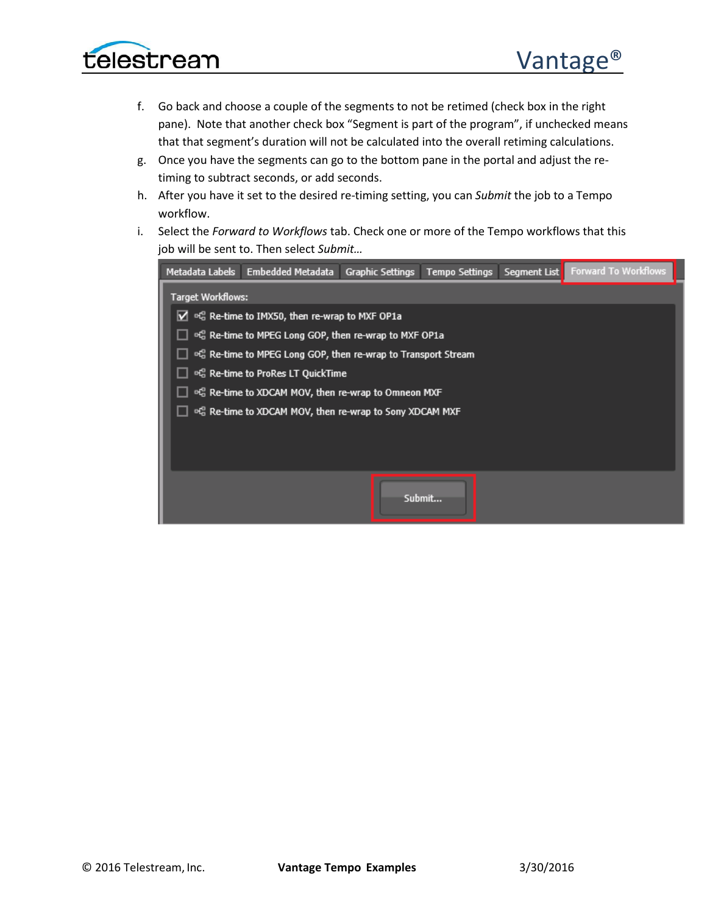f. Go back and choose a couple of the segments to not be retimed (check box in the right pane). Note that another check box "Segment is part of the program", if unchecked means that that segment's duration will not be calculated into the overall retiming calculations.

g. Once you have the segments can go to the bottom pane in the portal and adjust the re-timing to subtract seconds, or add seconds.

h. After you have it set to the desired re-timing setting, you can *Submit* the job to a Tempo workflow.

i. Select the *Forward to Workflows* tab. Check one or more of the Tempo workflows that this job will be sent to. Then select *Submit…*